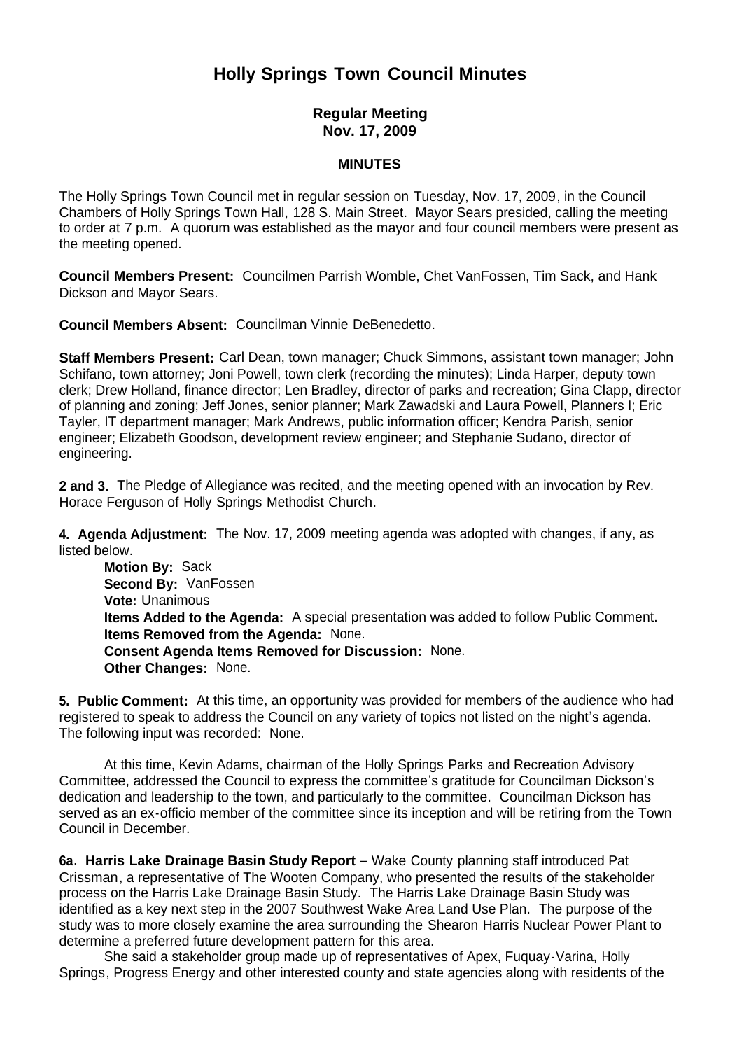# Holly Springs Town Council Minutes

### Regular Meeting
### Nov. 17, 2009

#### MINUTES

The Holly Springs Town Council met in regular session on Tuesday, Nov. 17, 2009, in the Council Chambers of Holly Springs Town Hall, 128 S. Main Street. Mayor Sears presided, calling the meeting to order at 7 p.m. A quorum was established as the mayor and four council members were present as the meeting opened.

**Council Members Present:** Councilmen Parrish Womble, Chet VanFossen, Tim Sack, and Hank Dickson and Mayor Sears.

**Council Members Absent:** Councilman Vinnie DeBenedetto.

**Staff Members Present:** Carl Dean, town manager; Chuck Simmons, assistant town manager; John Schifano, town attorney; Joni Powell, town clerk (recording the minutes); Linda Harper, deputy town clerk; Drew Holland, finance director; Len Bradley, director of parks and recreation; Gina Clapp, director of planning and zoning; Jeff Jones, senior planner; Mark Zawadski and Laura Powell, Planners I; Eric Tayler, IT department manager; Mark Andrews, public information officer; Kendra Parish, senior engineer; Elizabeth Goodson, development review engineer; and Stephanie Sudano, director of engineering.

**2 and 3.** The Pledge of Allegiance was recited, and the meeting opened with an invocation by Rev. Horace Ferguson of Holly Springs Methodist Church.

**4. Agenda Adjustment:** The Nov. 17, 2009 meeting agenda was adopted with changes, if any, as listed below.

**Motion By:** Sack
**Second By:** VanFossen
**Vote:** Unanimous
**Items Added to the Agenda:** A special presentation was added to follow Public Comment.
**Items Removed from the Agenda:** None.
**Consent Agenda Items Removed for Discussion:** None.
**Other Changes:** None.

**5. Public Comment:** At this time, an opportunity was provided for members of the audience who had registered to speak to address the Council on any variety of topics not listed on the night's agenda. The following input was recorded: None.

At this time, Kevin Adams, chairman of the Holly Springs Parks and Recreation Advisory Committee, addressed the Council to express the committee's gratitude for Councilman Dickson's dedication and leadership to the town, and particularly to the committee. Councilman Dickson has served as an ex-officio member of the committee since its inception and will be retiring from the Town Council in December.

**6a. Harris Lake Drainage Basin Study Report –** Wake County planning staff introduced Pat Crissman, a representative of The Wooten Company, who presented the results of the stakeholder process on the Harris Lake Drainage Basin Study. The Harris Lake Drainage Basin Study was identified as a key next step in the 2007 Southwest Wake Area Land Use Plan. The purpose of the study was to more closely examine the area surrounding the Shearon Harris Nuclear Power Plant to determine a preferred future development pattern for this area.

She said a stakeholder group made up of representatives of Apex, Fuquay-Varina, Holly Springs, Progress Energy and other interested county and state agencies along with residents of the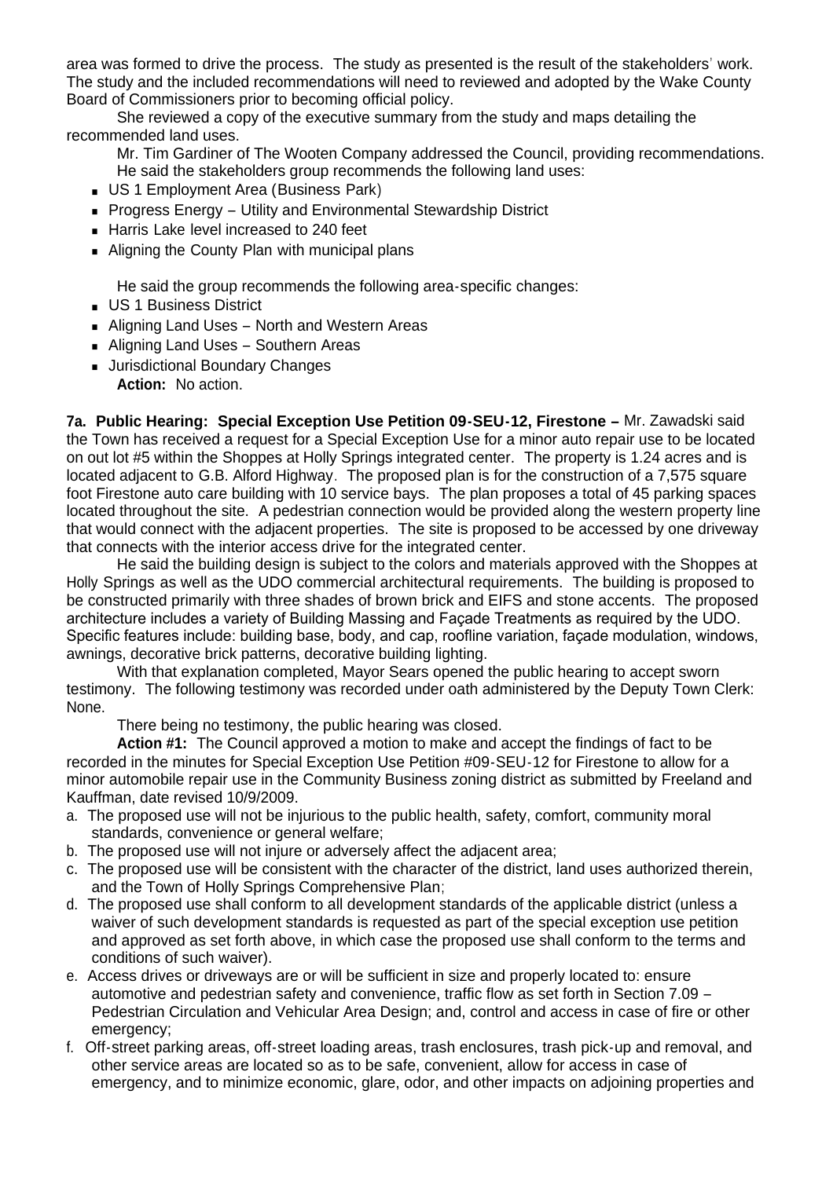area was formed to drive the process. The study as presented is the result of the stakeholders' work. The study and the included recommendations will need to reviewed and adopted by the Wake County Board of Commissioners prior to becoming official policy.

She reviewed a copy of the executive summary from the study and maps detailing the recommended land uses.

Mr. Tim Gardiner of The Wooten Company addressed the Council, providing recommendations. He said the stakeholders group recommends the following land uses:

- US 1 Employment Area (Business Park)
- Progress Energy – Utility and Environmental Stewardship District
- Harris Lake level increased to 240 feet
- Aligning the County Plan with municipal plans

He said the group recommends the following area-specific changes:

- US 1 Business District
- Aligning Land Uses – North and Western Areas
- Aligning Land Uses – Southern Areas
- Jurisdictional Boundary Changes

**Action:** No action.

**7a. Public Hearing: Special Exception Use Petition 09-SEU-12, Firestone –** Mr. Zawadski said the Town has received a request for a Special Exception Use for a minor auto repair use to be located on out lot #5 within the Shoppes at Holly Springs integrated center. The property is 1.24 acres and is located adjacent to G.B. Alford Highway. The proposed plan is for the construction of a 7,575 square foot Firestone auto care building with 10 service bays. The plan proposes a total of 45 parking spaces located throughout the site. A pedestrian connection would be provided along the western property line that would connect with the adjacent properties. The site is proposed to be accessed by one driveway that connects with the interior access drive for the integrated center.

He said the building design is subject to the colors and materials approved with the Shoppes at Holly Springs as well as the UDO commercial architectural requirements. The building is proposed to be constructed primarily with three shades of brown brick and EIFS and stone accents. The proposed architecture includes a variety of Building Massing and Façade Treatments as required by the UDO. Specific features include: building base, body, and cap, roofline variation, façade modulation, windows, awnings, decorative brick patterns, decorative building lighting.

With that explanation completed, Mayor Sears opened the public hearing to accept sworn testimony. The following testimony was recorded under oath administered by the Deputy Town Clerk: None.

There being no testimony, the public hearing was closed.

**Action #1:** The Council approved a motion to make and accept the findings of fact to be recorded in the minutes for Special Exception Use Petition #09-SEU-12 for Firestone to allow for a minor automobile repair use in the Community Business zoning district as submitted by Freeland and Kauffman, date revised 10/9/2009.

a. The proposed use will not be injurious to the public health, safety, comfort, community moral standards, convenience or general welfare;
b. The proposed use will not injure or adversely affect the adjacent area;
c. The proposed use will be consistent with the character of the district, land uses authorized therein, and the Town of Holly Springs Comprehensive Plan;
d. The proposed use shall conform to all development standards of the applicable district (unless a waiver of such development standards is requested as part of the special exception use petition and approved as set forth above, in which case the proposed use shall conform to the terms and conditions of such waiver).
e. Access drives or driveways are or will be sufficient in size and properly located to: ensure automotive and pedestrian safety and convenience, traffic flow as set forth in Section 7.09 – Pedestrian Circulation and Vehicular Area Design; and, control and access in case of fire or other emergency;
f. Off-street parking areas, off-street loading areas, trash enclosures, trash pick-up and removal, and other service areas are located so as to be safe, convenient, allow for access in case of emergency, and to minimize economic, glare, odor, and other impacts on adjoining properties and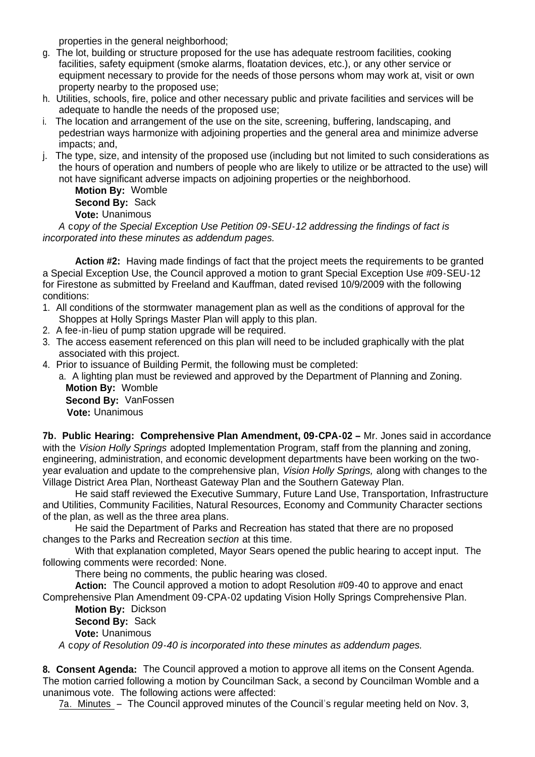properties in the general neighborhood;

g. The lot, building or structure proposed for the use has adequate restroom facilities, cooking facilities, safety equipment (smoke alarms, floatation devices, etc.), or any other service or equipment necessary to provide for the needs of those persons whom may work at, visit or own property nearby to the proposed use;
h. Utilities, schools, fire, police and other necessary public and private facilities and services will be adequate to handle the needs of the proposed use;
i. The location and arrangement of the use on the site, screening, buffering, landscaping, and pedestrian ways harmonize with adjoining properties and the general area and minimize adverse impacts; and,
j. The type, size, and intensity of the proposed use (including but not limited to such considerations as the hours of operation and numbers of people who are likely to utilize or be attracted to the use) will not have significant adverse impacts on adjoining properties or the neighborhood.

**Motion By:** Womble
**Second By:** Sack
**Vote:** Unanimous

*A copy of the Special Exception Use Petition 09-SEU-12 addressing the findings of fact is incorporated into these minutes as addendum pages.*

**Action #2:** Having made findings of fact that the project meets the requirements to be granted a Special Exception Use, the Council approved a motion to grant Special Exception Use #09-SEU-12 for Firestone as submitted by Freeland and Kauffman, dated revised 10/9/2009 with the following conditions:

1. All conditions of the stormwater management plan as well as the conditions of approval for the Shoppes at Holly Springs Master Plan will apply to this plan.
2. A fee-in-lieu of pump station upgrade will be required.
3. The access easement referenced on this plan will need to be included graphically with the plat associated with this project.
4. Prior to issuance of Building Permit, the following must be completed:
   a. A lighting plan must be reviewed and approved by the Department of Planning and Zoning.

**Motion By:** Womble
**Second By:** VanFossen
**Vote:** Unanimous

**7b. Public Hearing: Comprehensive Plan Amendment, 09-CPA-02 –** Mr. Jones said in accordance with the *Vision Holly Springs* adopted Implementation Program, staff from the planning and zoning, engineering, administration, and economic development departments have been working on the two-year evaluation and update to the comprehensive plan, *Vision Holly Springs,* along with changes to the Village District Area Plan, Northeast Gateway Plan and the Southern Gateway Plan.

He said staff reviewed the Executive Summary, Future Land Use, Transportation, Infrastructure and Utilities, Community Facilities, Natural Resources, Economy and Community Character sections of the plan, as well as the three area plans.

He said the Department of Parks and Recreation has stated that there are no proposed changes to the Parks and Recreation s*ection* at this time.

With that explanation completed, Mayor Sears opened the public hearing to accept input. The following comments were recorded: None.

There being no comments, the public hearing was closed.

**Action:** The Council approved a motion to adopt Resolution #09-40 to approve and enact Comprehensive Plan Amendment 09-CPA-02 updating Vision Holly Springs Comprehensive Plan.

**Motion By:** Dickson
**Second By:** Sack
**Vote:** Unanimous

*A copy of Resolution 09-40 is incorporated into these minutes as addendum pages.*

**8. Consent Agenda:** The Council approved a motion to approve all items on the Consent Agenda. The motion carried following a motion by Councilman Sack, a second by Councilman Womble and a unanimous vote. The following actions were affected:

7a. Minutes – The Council approved minutes of the Council's regular meeting held on Nov. 3,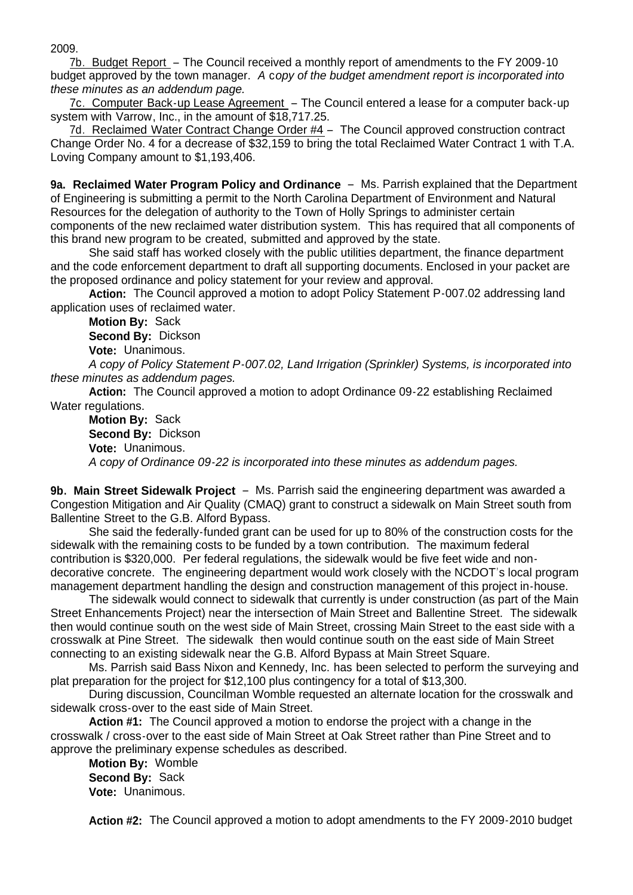2009.

7b. Budget Report – The Council received a monthly report of amendments to the FY 2009-10 budget approved by the town manager. *A copy of the budget amendment report is incorporated into these minutes as an addendum page.*

7c. Computer Back-up Lease Agreement – The Council entered a lease for a computer back-up system with Varrow, Inc., in the amount of $18,717.25.

7d. Reclaimed Water Contract Change Order #4 – The Council approved construction contract Change Order No. 4 for a decrease of $32,159 to bring the total Reclaimed Water Contract 1 with T.A. Loving Company amount to $1,193,406.

**9a. Reclaimed Water Program Policy and Ordinance** – Ms. Parrish explained that the Department of Engineering is submitting a permit to the North Carolina Department of Environment and Natural Resources for the delegation of authority to the Town of Holly Springs to administer certain components of the new reclaimed water distribution system. This has required that all components of this brand new program to be created, submitted and approved by the state.

She said staff has worked closely with the public utilities department, the finance department and the code enforcement department to draft all supporting documents. Enclosed in your packet are the proposed ordinance and policy statement for your review and approval.

**Action:** The Council approved a motion to adopt Policy Statement P-007.02 addressing land application uses of reclaimed water.

**Motion By:** Sack
**Second By:** Dickson
**Vote:** Unanimous.

*A copy of Policy Statement P-007.02, Land Irrigation (Sprinkler) Systems, is incorporated into these minutes as addendum pages.*

**Action:** The Council approved a motion to adopt Ordinance 09-22 establishing Reclaimed Water regulations.

**Motion By:** Sack
**Second By:** Dickson
**Vote:** Unanimous.

*A copy of Ordinance 09-22 is incorporated into these minutes as addendum pages.*

**9b. Main Street Sidewalk Project** – Ms. Parrish said the engineering department was awarded a Congestion Mitigation and Air Quality (CMAQ) grant to construct a sidewalk on Main Street south from Ballentine Street to the G.B. Alford Bypass.

She said the federally-funded grant can be used for up to 80% of the construction costs for the sidewalk with the remaining costs to be funded by a town contribution. The maximum federal contribution is $320,000. Per federal regulations, the sidewalk would be five feet wide and non-decorative concrete. The engineering department would work closely with the NCDOT's local program management department handling the design and construction management of this project in-house.

The sidewalk would connect to sidewalk that currently is under construction (as part of the Main Street Enhancements Project) near the intersection of Main Street and Ballentine Street. The sidewalk then would continue south on the west side of Main Street, crossing Main Street to the east side with a crosswalk at Pine Street. The sidewalk then would continue south on the east side of Main Street connecting to an existing sidewalk near the G.B. Alford Bypass at Main Street Square.

Ms. Parrish said Bass Nixon and Kennedy, Inc. has been selected to perform the surveying and plat preparation for the project for $12,100 plus contingency for a total of $13,300.

During discussion, Councilman Womble requested an alternate location for the crosswalk and sidewalk cross-over to the east side of Main Street.

**Action #1:** The Council approved a motion to endorse the project with a change in the crosswalk / cross-over to the east side of Main Street at Oak Street rather than Pine Street and to approve the preliminary expense schedules as described.

**Motion By:** Womble
**Second By:** Sack
**Vote:** Unanimous.

**Action #2:** The Council approved a motion to adopt amendments to the FY 2009-2010 budget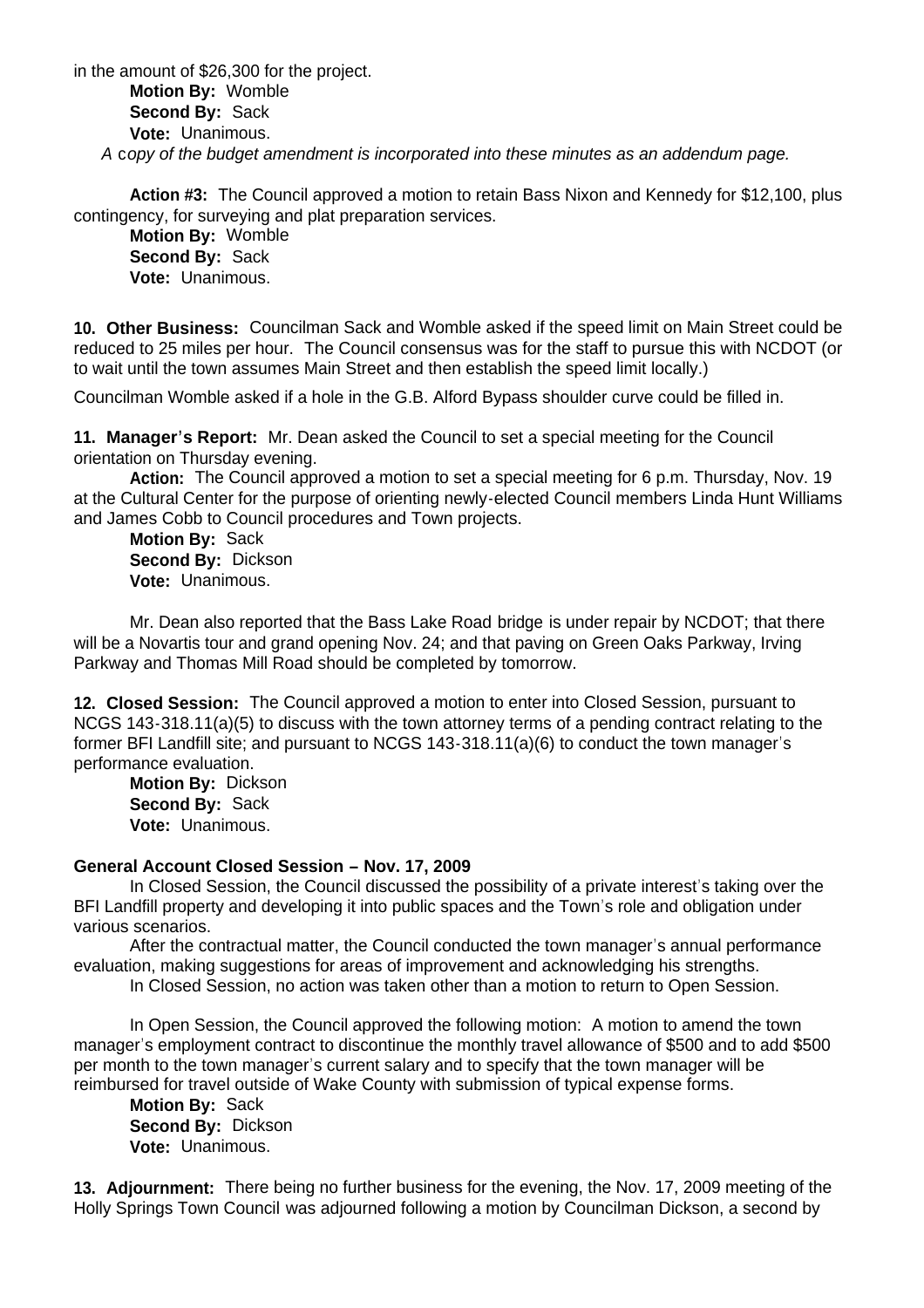in the amount of $26,300 for the project.

**Motion By:** Womble
**Second By:** Sack
**Vote:** Unanimous.

*A copy of the budget amendment is incorporated into these minutes as an addendum page.*

**Action #3:** The Council approved a motion to retain Bass Nixon and Kennedy for $12,100, plus contingency, for surveying and plat preparation services.

**Motion By:** Womble
**Second By:** Sack
**Vote:** Unanimous.

**10. Other Business:** Councilman Sack and Womble asked if the speed limit on Main Street could be reduced to 25 miles per hour. The Council consensus was for the staff to pursue this with NCDOT (or to wait until the town assumes Main Street and then establish the speed limit locally.)

Councilman Womble asked if a hole in the G.B. Alford Bypass shoulder curve could be filled in.

**11. Manager's Report:** Mr. Dean asked the Council to set a special meeting for the Council orientation on Thursday evening.

**Action:** The Council approved a motion to set a special meeting for 6 p.m. Thursday, Nov. 19 at the Cultural Center for the purpose of orienting newly-elected Council members Linda Hunt Williams and James Cobb to Council procedures and Town projects.

**Motion By:** Sack
**Second By:** Dickson
**Vote:** Unanimous.

Mr. Dean also reported that the Bass Lake Road bridge is under repair by NCDOT; that there will be a Novartis tour and grand opening Nov. 24; and that paving on Green Oaks Parkway, Irving Parkway and Thomas Mill Road should be completed by tomorrow.

**12. Closed Session:** The Council approved a motion to enter into Closed Session, pursuant to NCGS 143-318.11(a)(5) to discuss with the town attorney terms of a pending contract relating to the former BFI Landfill site; and pursuant to NCGS 143-318.11(a)(6) to conduct the town manager's performance evaluation.

**Motion By:** Dickson
**Second By:** Sack
**Vote:** Unanimous.

**General Account Closed Session – Nov. 17, 2009**

In Closed Session, the Council discussed the possibility of a private interest's taking over the BFI Landfill property and developing it into public spaces and the Town's role and obligation under various scenarios.

After the contractual matter, the Council conducted the town manager's annual performance evaluation, making suggestions for areas of improvement and acknowledging his strengths.

In Closed Session, no action was taken other than a motion to return to Open Session.

In Open Session, the Council approved the following motion: A motion to amend the town manager's employment contract to discontinue the monthly travel allowance of $500 and to add $500 per month to the town manager's current salary and to specify that the town manager will be reimbursed for travel outside of Wake County with submission of typical expense forms.

**Motion By:** Sack
**Second By:** Dickson
**Vote:** Unanimous.

**13. Adjournment:** There being no further business for the evening, the Nov. 17, 2009 meeting of the Holly Springs Town Council was adjourned following a motion by Councilman Dickson, a second by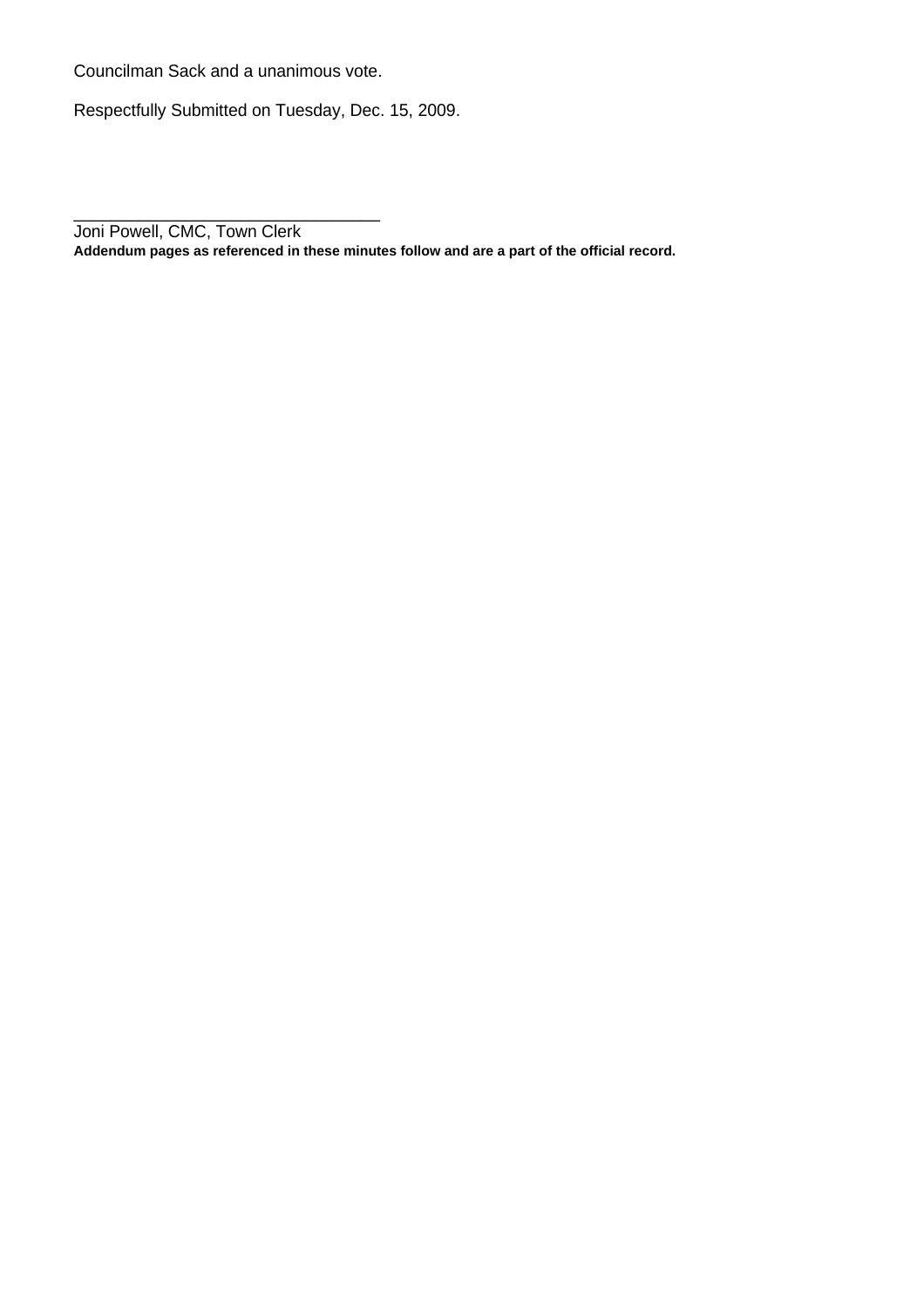Councilman Sack and a unanimous vote.

Respectfully Submitted on Tuesday, Dec. 15, 2009.

_________________________________
Joni Powell, CMC, Town Clerk

**Addendum pages as referenced in these minutes follow and are a part of the official record.**